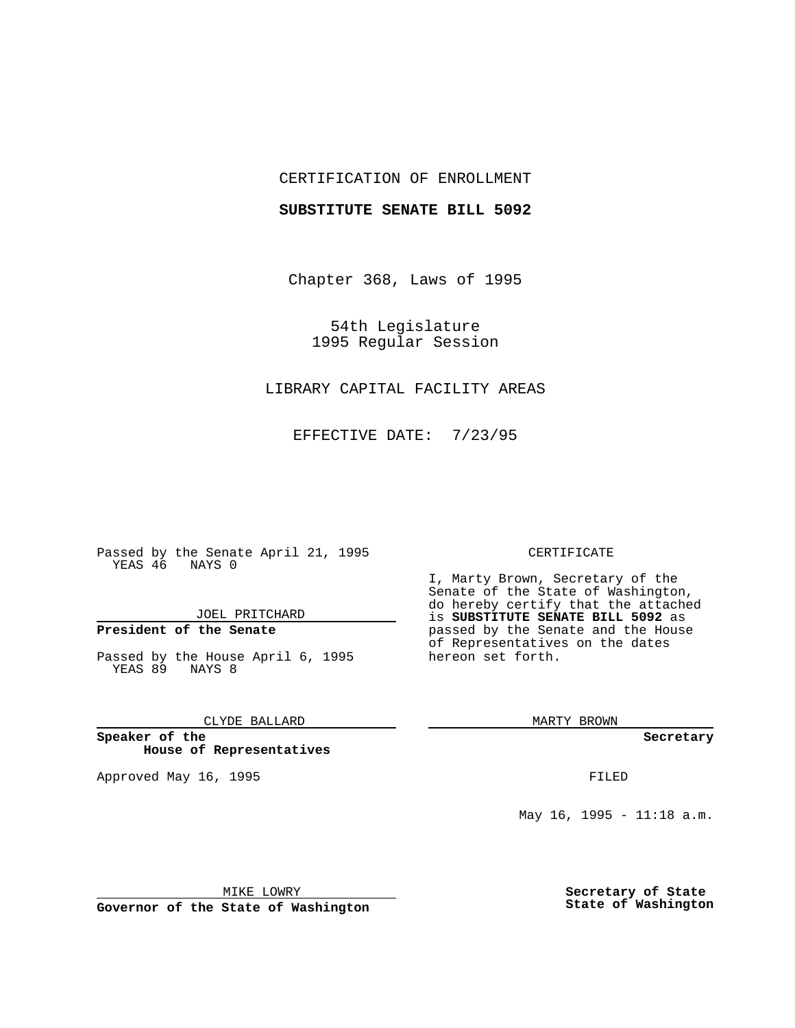CERTIFICATION OF ENROLLMENT

**SUBSTITUTE SENATE BILL 5092**

Chapter 368, Laws of 1995

54th Legislature
1995 Regular Session

LIBRARY CAPITAL FACILITY AREAS

EFFECTIVE DATE: 7/23/95

Passed by the Senate April 21, 1995
YEAS 46 NAYS 0

JOEL PRITCHARD

**President of the Senate**

Passed by the House April 6, 1995
YEAS 89 NAYS 8

CLYDE BALLARD

**Speaker of the House of Representatives**

Approved May 16, 1995

MIKE LOWRY

**Governor of the State of Washington**

CERTIFICATE

I, Marty Brown, Secretary of the Senate of the State of Washington, do hereby certify that the attached is **SUBSTITUTE SENATE BILL 5092** as passed by the Senate and the House of Representatives on the dates hereon set forth.

MARTY BROWN

**Secretary**

FILED

May 16, 1995 - 11:18 a.m.

**Secretary of State**
**State of Washington**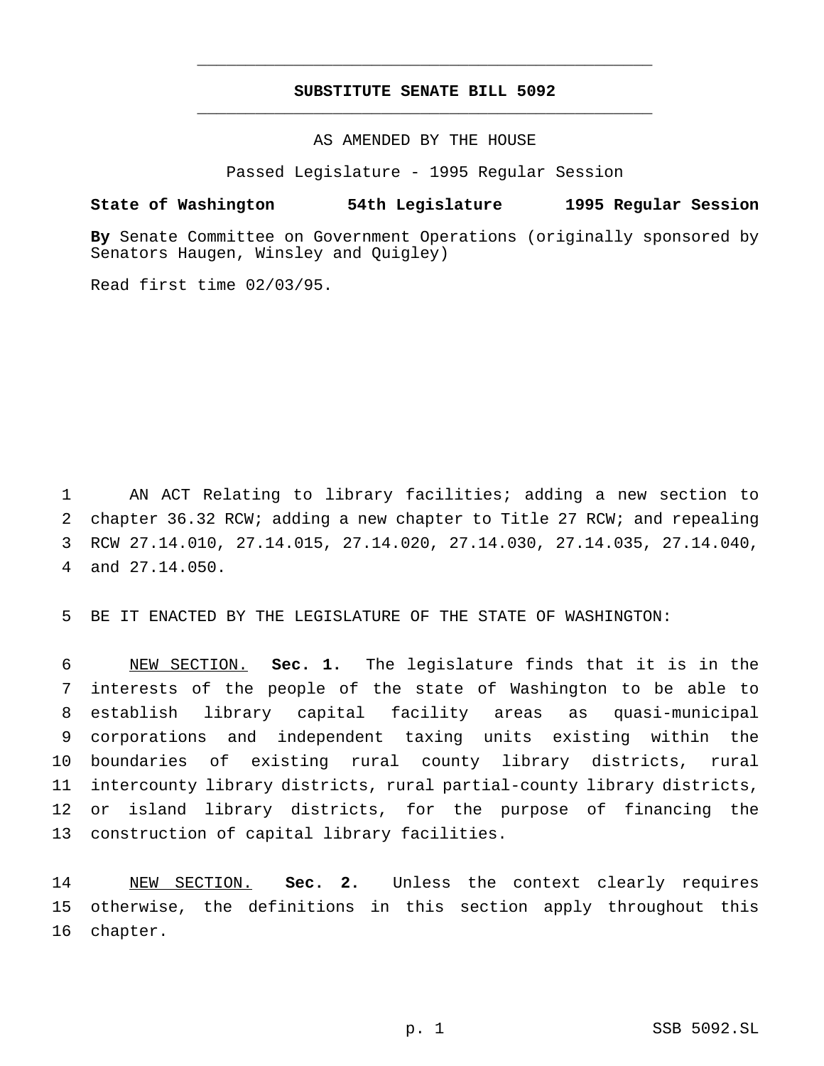# SUBSTITUTE SENATE BILL 5092

AS AMENDED BY THE HOUSE

Passed Legislature - 1995 Regular Session

**State of Washington 54th Legislature 1995 Regular Session**

**By** Senate Committee on Government Operations (originally sponsored by Senators Haugen, Winsley and Quigley)

Read first time 02/03/95.

AN ACT Relating to library facilities; adding a new section to chapter 36.32 RCW; adding a new chapter to Title 27 RCW; and repealing RCW 27.14.010, 27.14.015, 27.14.020, 27.14.030, 27.14.035, 27.14.040, and 27.14.050.

BE IT ENACTED BY THE LEGISLATURE OF THE STATE OF WASHINGTON:

NEW SECTION. **Sec. 1.** The legislature finds that it is in the interests of the people of the state of Washington to be able to establish library capital facility areas as quasi-municipal corporations and independent taxing units existing within the boundaries of existing rural county library districts, rural intercounty library districts, rural partial-county library districts, or island library districts, for the purpose of financing the construction of capital library facilities.

NEW SECTION. **Sec. 2.** Unless the context clearly requires otherwise, the definitions in this section apply throughout this chapter.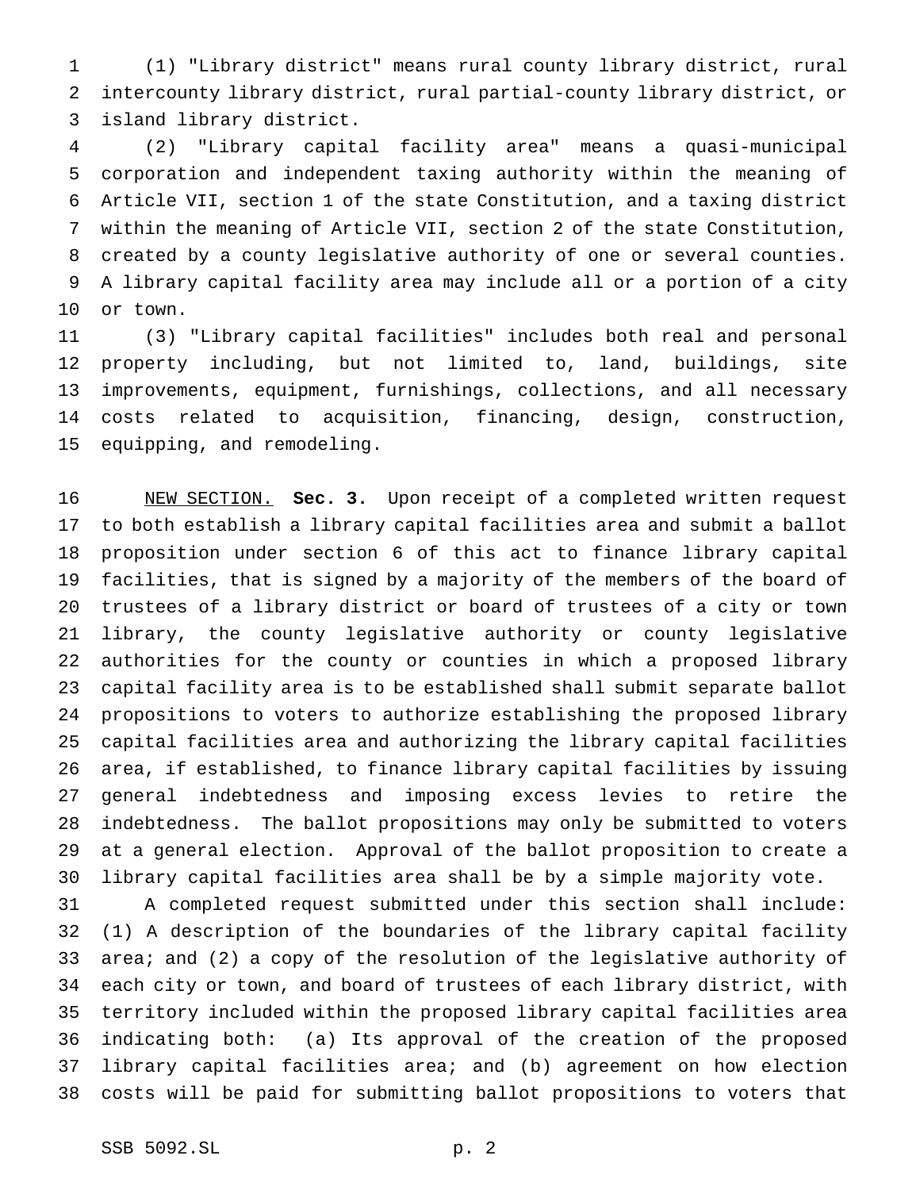(1) "Library district" means rural county library district, rural intercounty library district, rural partial-county library district, or island library district.

(2) "Library capital facility area" means a quasi-municipal corporation and independent taxing authority within the meaning of Article VII, section 1 of the state Constitution, and a taxing district within the meaning of Article VII, section 2 of the state Constitution, created by a county legislative authority of one or several counties. A library capital facility area may include all or a portion of a city or town.

(3) "Library capital facilities" includes both real and personal property including, but not limited to, land, buildings, site improvements, equipment, furnishings, collections, and all necessary costs related to acquisition, financing, design, construction, equipping, and remodeling.

NEW SECTION. **Sec. 3.** Upon receipt of a completed written request to both establish a library capital facilities area and submit a ballot proposition under section 6 of this act to finance library capital facilities, that is signed by a majority of the members of the board of trustees of a library district or board of trustees of a city or town library, the county legislative authority or county legislative authorities for the county or counties in which a proposed library capital facility area is to be established shall submit separate ballot propositions to voters to authorize establishing the proposed library capital facilities area and authorizing the library capital facilities area, if established, to finance library capital facilities by issuing general indebtedness and imposing excess levies to retire the indebtedness. The ballot propositions may only be submitted to voters at a general election. Approval of the ballot proposition to create a library capital facilities area shall be by a simple majority vote.

A completed request submitted under this section shall include: (1) A description of the boundaries of the library capital facility area; and (2) a copy of the resolution of the legislative authority of each city or town, and board of trustees of each library district, with territory included within the proposed library capital facilities area indicating both: (a) Its approval of the creation of the proposed library capital facilities area; and (b) agreement on how election costs will be paid for submitting ballot propositions to voters that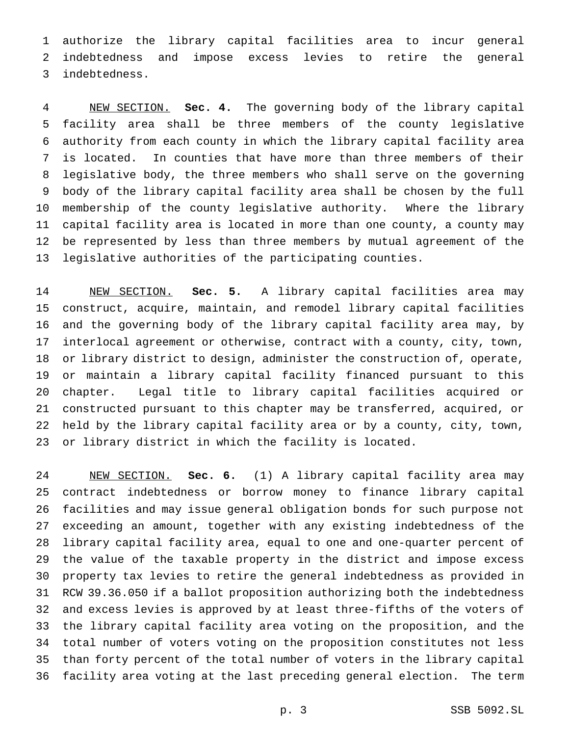authorize the library capital facilities area to incur general indebtedness and impose excess levies to retire the general indebtedness.

NEW SECTION. **Sec. 4.** The governing body of the library capital facility area shall be three members of the county legislative authority from each county in which the library capital facility area is located. In counties that have more than three members of their legislative body, the three members who shall serve on the governing body of the library capital facility area shall be chosen by the full membership of the county legislative authority. Where the library capital facility area is located in more than one county, a county may be represented by less than three members by mutual agreement of the legislative authorities of the participating counties.

NEW SECTION. **Sec. 5.** A library capital facilities area may construct, acquire, maintain, and remodel library capital facilities and the governing body of the library capital facility area may, by interlocal agreement or otherwise, contract with a county, city, town, or library district to design, administer the construction of, operate, or maintain a library capital facility financed pursuant to this chapter. Legal title to library capital facilities acquired or constructed pursuant to this chapter may be transferred, acquired, or held by the library capital facility area or by a county, city, town, or library district in which the facility is located.

NEW SECTION. **Sec. 6.** (1) A library capital facility area may contract indebtedness or borrow money to finance library capital facilities and may issue general obligation bonds for such purpose not exceeding an amount, together with any existing indebtedness of the library capital facility area, equal to one and one-quarter percent of the value of the taxable property in the district and impose excess property tax levies to retire the general indebtedness as provided in RCW 39.36.050 if a ballot proposition authorizing both the indebtedness and excess levies is approved by at least three-fifths of the voters of the library capital facility area voting on the proposition, and the total number of voters voting on the proposition constitutes not less than forty percent of the total number of voters in the library capital facility area voting at the last preceding general election. The term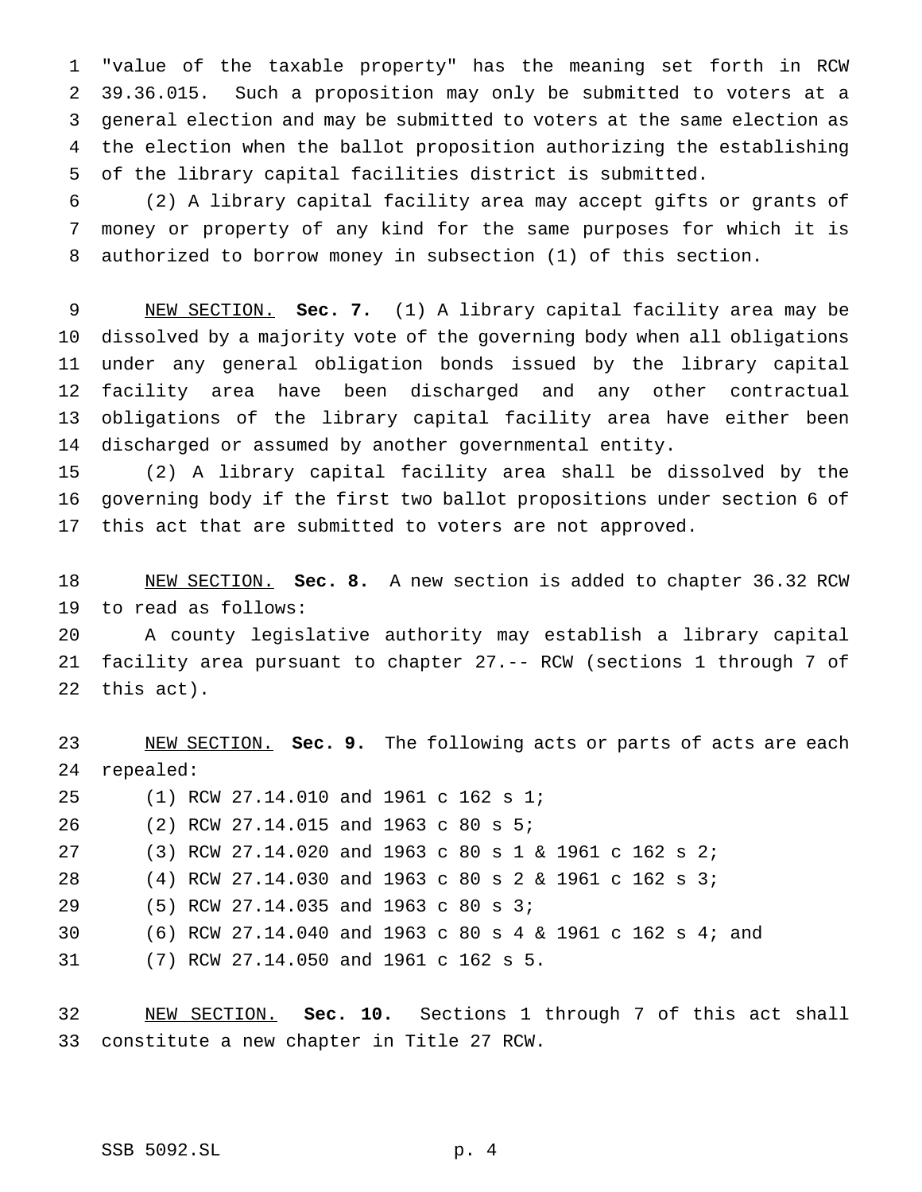"value of the taxable property" has the meaning set forth in RCW 39.36.015. Such a proposition may only be submitted to voters at a general election and may be submitted to voters at the same election as the election when the ballot proposition authorizing the establishing of the library capital facilities district is submitted.

(2) A library capital facility area may accept gifts or grants of money or property of any kind for the same purposes for which it is authorized to borrow money in subsection (1) of this section.

NEW SECTION. **Sec. 7.** (1) A library capital facility area may be dissolved by a majority vote of the governing body when all obligations under any general obligation bonds issued by the library capital facility area have been discharged and any other contractual obligations of the library capital facility area have either been discharged or assumed by another governmental entity.

(2) A library capital facility area shall be dissolved by the governing body if the first two ballot propositions under section 6 of this act that are submitted to voters are not approved.

NEW SECTION. **Sec. 8.** A new section is added to chapter 36.32 RCW to read as follows:

A county legislative authority may establish a library capital facility area pursuant to chapter 27.-- RCW (sections 1 through 7 of this act).

NEW SECTION. **Sec. 9.** The following acts or parts of acts are each repealed:

(1) RCW 27.14.010 and 1961 c 162 s 1;

(2) RCW 27.14.015 and 1963 c 80 s 5;

(3) RCW 27.14.020 and 1963 c 80 s 1 & 1961 c 162 s 2;

(4) RCW 27.14.030 and 1963 c 80 s 2 & 1961 c 162 s 3;

(5) RCW 27.14.035 and 1963 c 80 s 3;

(6) RCW 27.14.040 and 1963 c 80 s 4 & 1961 c 162 s 4; and

(7) RCW 27.14.050 and 1961 c 162 s 5.

NEW SECTION. **Sec. 10.** Sections 1 through 7 of this act shall constitute a new chapter in Title 27 RCW.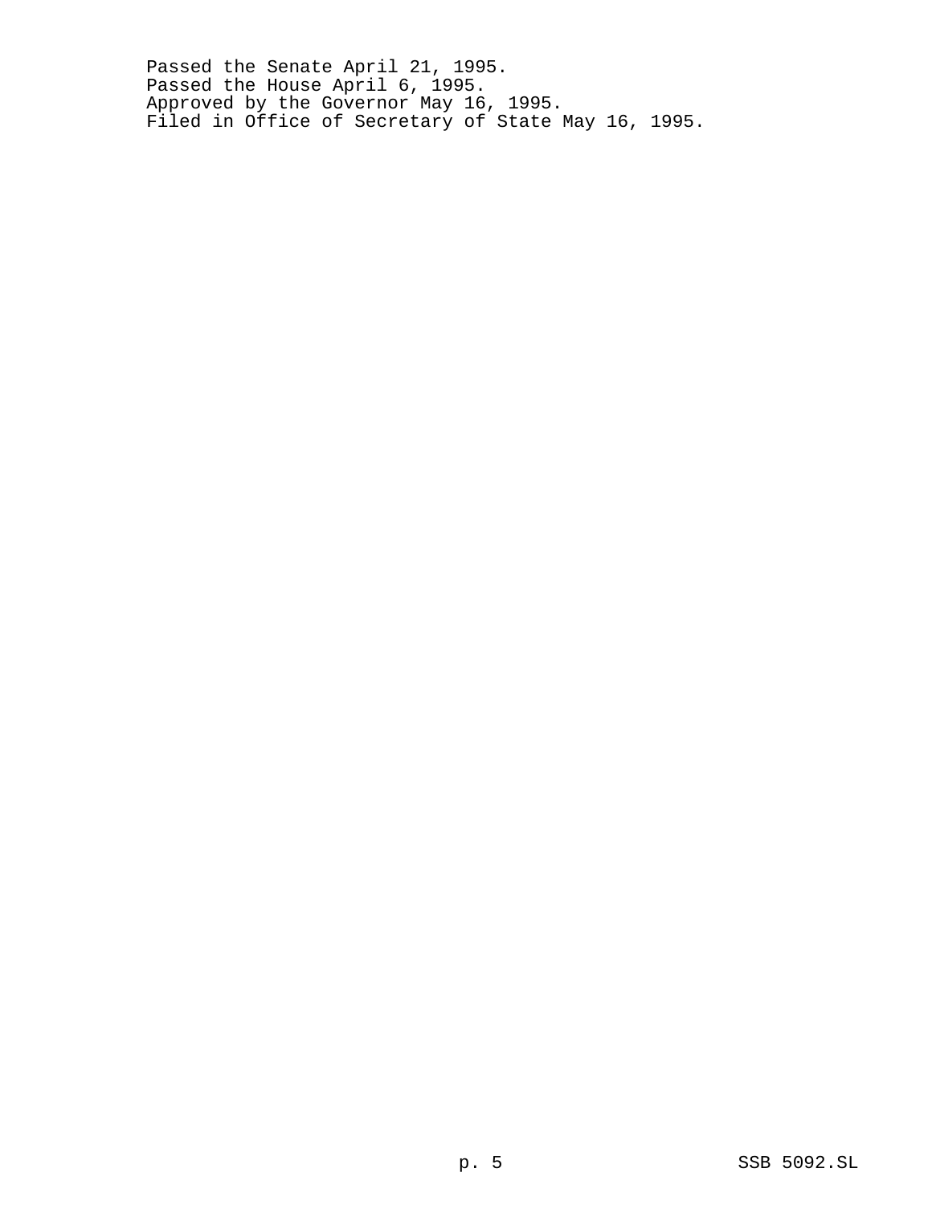Passed the Senate April 21, 1995.
Passed the House April 6, 1995.
Approved by the Governor May 16, 1995.
Filed in Office of Secretary of State May 16, 1995.